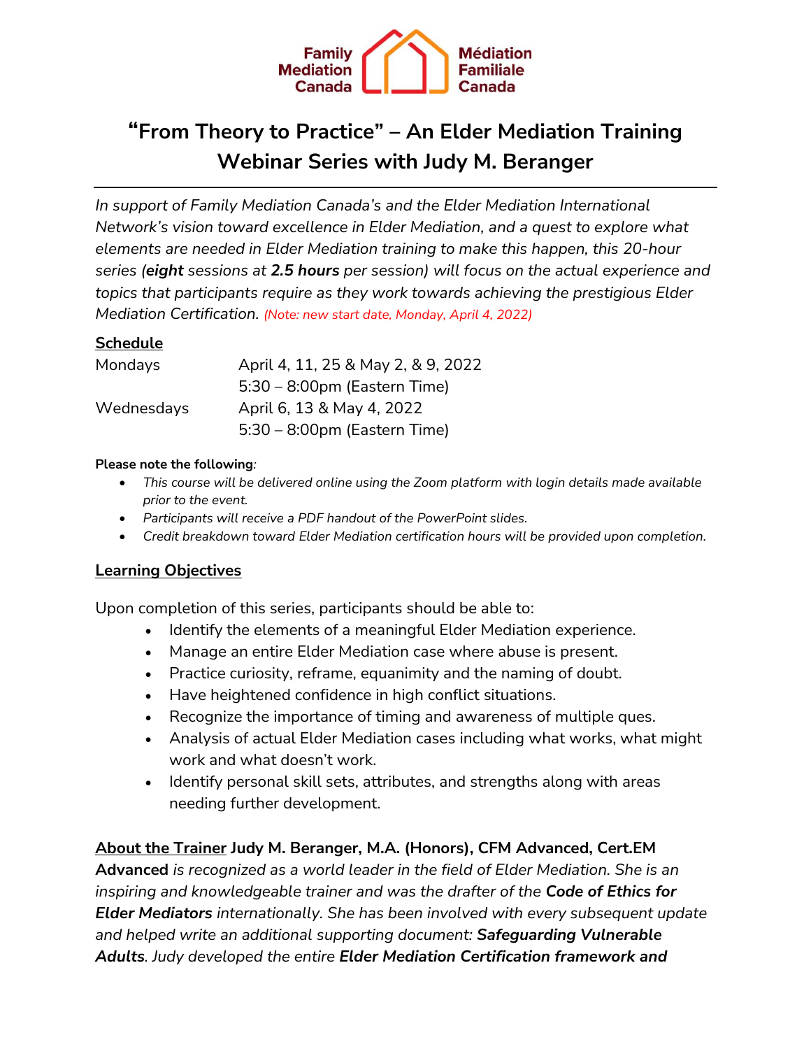Family Mediation Canada | Médiation Familiale Canada

# "From Theory to Practice" – An Elder Mediation Training Webinar Series with Judy M. Beranger

*In support of Family Mediation Canada's and the Elder Mediation International Network's vision toward excellence in Elder Mediation, and a quest to explore what elements are needed in Elder Mediation training to make this happen, this 20-hour series (**eight** sessions at **2.5 hours** per session) will focus on the actual experience and topics that participants require as they work towards achieving the prestigious Elder Mediation Certification.* *(Note: new start date, Monday, April 4, 2022)*

## Schedule

| | |
|---|---|
| Mondays | April 4, 11, 25 & May 2, & 9, 2022<br>5:30 – 8:00pm (Eastern Time) |
| Wednesdays | April 6, 13 & May 4, 2022<br>5:30 – 8:00pm (Eastern Time) |

**Please note the following***:*

- *This course will be delivered online using the Zoom platform with login details made available prior to the event.*
- *Participants will receive a PDF handout of the PowerPoint slides.*
- *Credit breakdown toward Elder Mediation certification hours will be provided upon completion.*

## Learning Objectives

Upon completion of this series, participants should be able to:

- Identify the elements of a meaningful Elder Mediation experience.
- Manage an entire Elder Mediation case where abuse is present.
- Practice curiosity, reframe, equanimity and the naming of doubt.
- Have heightened confidence in high conflict situations.
- Recognize the importance of timing and awareness of multiple ques.
- Analysis of actual Elder Mediation cases including what works, what might work and what doesn't work.
- Identify personal skill sets, attributes, and strengths along with areas needing further development.

**About the Trainer** **Judy M. Beranger, M.A. (Honors), CFM Advanced, Cert.EM Advanced** *is recognized as a world leader in the field of Elder Mediation. She is an inspiring and knowledgeable trainer and was the drafter of the **Code of Ethics for Elder Mediators** internationally. She has been involved with every subsequent update and helped write an additional supporting document: **Safeguarding Vulnerable Adults**. Judy developed the entire **Elder Mediation Certification framework and***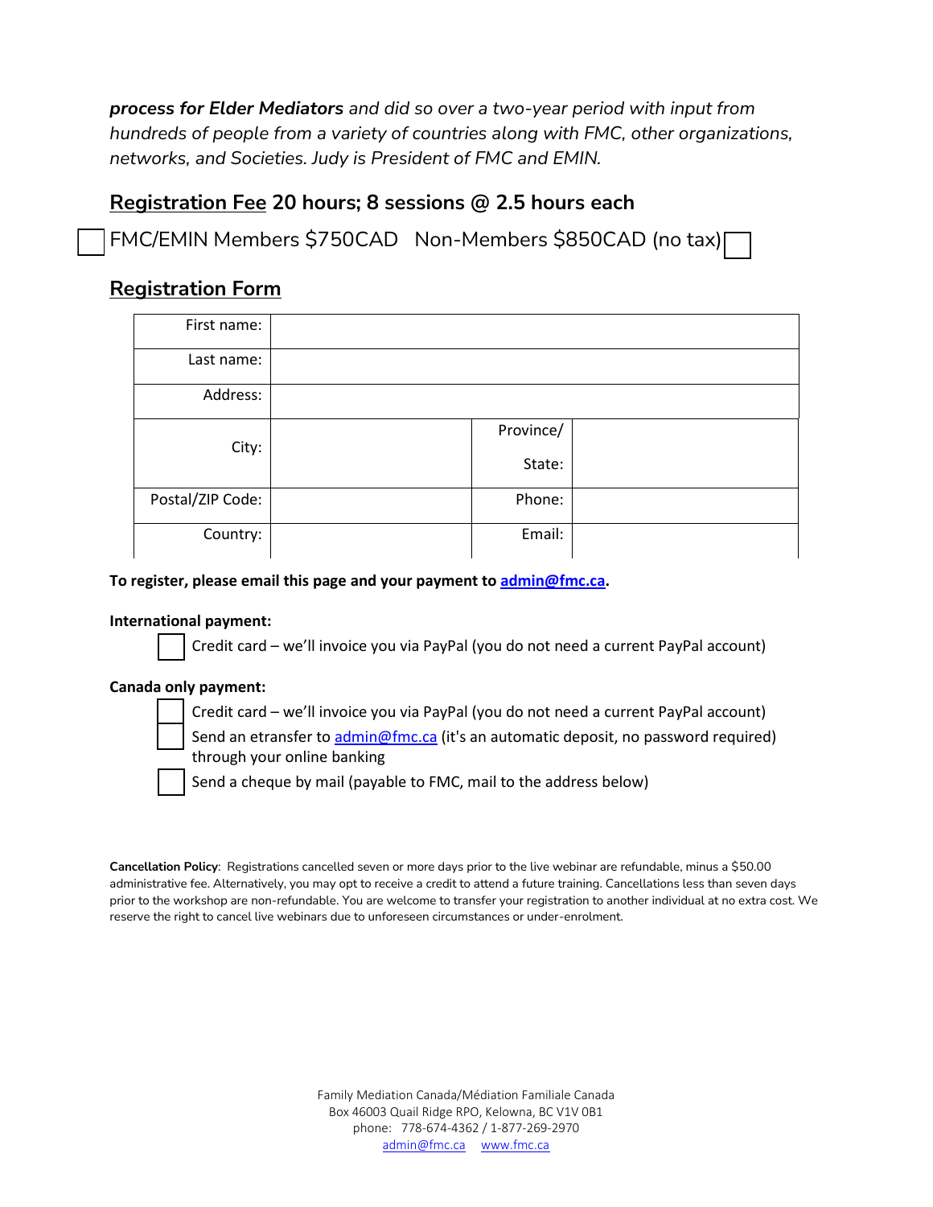***process for Elder Mediators** and did so over a two-year period with input from hundreds of people from a variety of countries along with FMC, other organizations, networks, and Societies. Judy is President of FMC and EMIN.*

## <u>Registration Fee</u> 20 hours; 8 sessions @ 2.5 hours each

☐ FMC/EMIN Members $750CAD   Non-Members $850CAD (no tax) ☐

## <u>Registration Form</u>

| | | | |
|---|---|---|---|
| First name: | | | |
| Last name: | | | |
| Address: | | | |
| City: | | Province/ State: | |
| Postal/ZIP Code: | | Phone: | |
| Country: | | Email: | |

**To register, please email this page and your payment to [admin@fmc.ca](mailto:admin@fmc.ca).**

**International payment:**

☐ Credit card – we'll invoice you via PayPal (you do not need a current PayPal account)

**Canada only payment:**

☐ Credit card – we'll invoice you via PayPal (you do not need a current PayPal account)

☐ Send an etransfer to [admin@fmc.ca](mailto:admin@fmc.ca) (it's an automatic deposit, no password required) through your online banking

☐ Send a cheque by mail (payable to FMC, mail to the address below)

**Cancellation Policy**: Registrations cancelled seven or more days prior to the live webinar are refundable, minus a $50.00 administrative fee. Alternatively, you may opt to receive a credit to attend a future training. Cancellations less than seven days prior to the workshop are non-refundable. You are welcome to transfer your registration to another individual at no extra cost. We reserve the right to cancel live webinars due to unforeseen circumstances or under-enrolment.

Family Mediation Canada/Médiation Familiale Canada
Box 46003 Quail Ridge RPO, Kelowna, BC V1V 0B1
phone: 778-674-4362 / 1-877-269-2970
[admin@fmc.ca](mailto:admin@fmc.ca) [www.fmc.ca](http://www.fmc.ca)